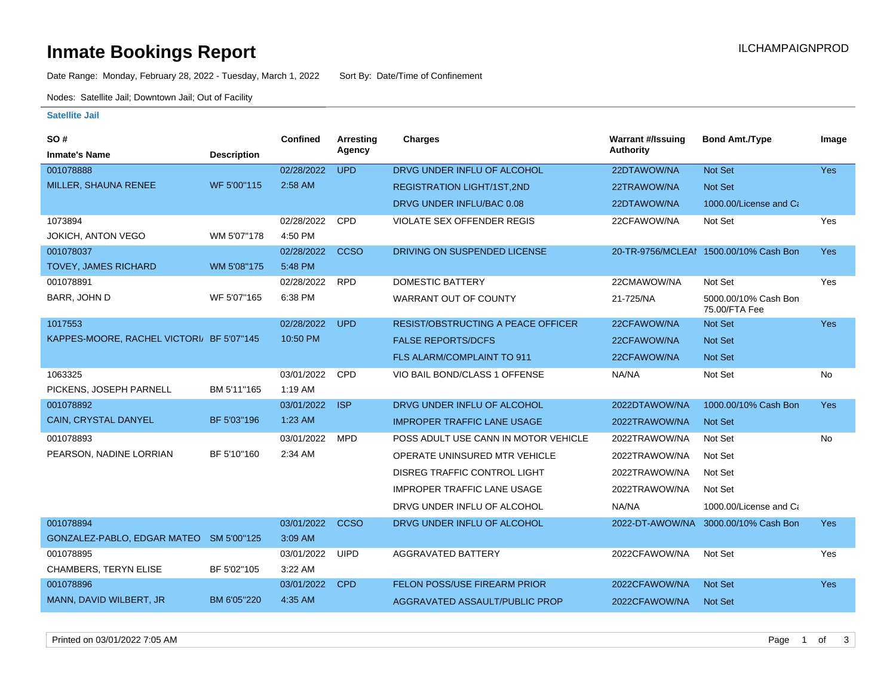# Inmate Bookings Report

ILCHAMPAIGNPROD

Date Range: Monday, February 28, 2022 - Tuesday, March 1, 2022 Sort By: Date/Time of Confinement

Nodes: Satellite Jail; Downtown Jail; Out of Facility

**Satellite Jail**

| SO # / Inmate's Name | Description | Confined | Arresting Agency | Charges | Warrant #/Issuing Authority | Bond Amt./Type | Image |
|---|---|---|---|---|---|---|---|
| 001078888 | | 02/28/2022 | UPD | DRVG UNDER INFLU OF ALCOHOL | 22DTAWOW/NA | Not Set | Yes |
| MILLER, SHAUNA RENEE | WF 5'00"115 | 2:58 AM | | REGISTRATION LIGHT/1ST,2ND | 22TRAWOW/NA | Not Set | |
| | | | | DRVG UNDER INFLU/BAC 0.08 | 22DTAWOW/NA | 1000.00/License and Ca | |
| 1073894 | | 02/28/2022 | CPD | VIOLATE SEX OFFENDER REGIS | 22CFAWOW/NA | Not Set | Yes |
| JOKICH, ANTON VEGO | WM 5'07"178 | 4:50 PM | | | | | |
| 001078037 | | 02/28/2022 | CCSO | DRIVING ON SUSPENDED LICENSE | 20-TR-9756/MCLEAI | 1500.00/10% Cash Bon | Yes |
| TOVEY, JAMES RICHARD | WM 5'08"175 | 5:48 PM | | | | | |
| 001078891 | | 02/28/2022 | RPD | DOMESTIC BATTERY | 22CMAWOW/NA | Not Set | Yes |
| BARR, JOHN D | WF 5'07"165 | 6:38 PM | | WARRANT OUT OF COUNTY | 21-725/NA | 5000.00/10% Cash Bon 75.00/FTA Fee | |
| 1017553 | | 02/28/2022 | UPD | RESIST/OBSTRUCTING A PEACE OFFICER | 22CFAWOW/NA | Not Set | Yes |
| KAPPES-MOORE, RACHEL VICTORI | BF 5'07"145 | 10:50 PM | | FALSE REPORTS/DCFS | 22CFAWOW/NA | Not Set | |
| | | | | FLS ALARM/COMPLAINT TO 911 | 22CFAWOW/NA | Not Set | |
| 1063325 | | 03/01/2022 | CPD | VIO BAIL BOND/CLASS 1 OFFENSE | NA/NA | Not Set | No |
| PICKENS, JOSEPH PARNELL | BM 5'11"165 | 1:19 AM | | | | | |
| 001078892 | | 03/01/2022 | ISP | DRVG UNDER INFLU OF ALCOHOL | 2022DTAWOW/NA | 1000.00/10% Cash Bon | Yes |
| CAIN, CRYSTAL DANYEL | BF 5'03"196 | 1:23 AM | | IMPROPER TRAFFIC LANE USAGE | 2022TRAWOW/NA | Not Set | |
| 001078893 | | 03/01/2022 | MPD | POSS ADULT USE CANN IN MOTOR VEHICLE | 2022TRAWOW/NA | Not Set | No |
| PEARSON, NADINE LORRIAN | BF 5'10"160 | 2:34 AM | | OPERATE UNINSURED MTR VEHICLE | 2022TRAWOW/NA | Not Set | |
| | | | | DISREG TRAFFIC CONTROL LIGHT | 2022TRAWOW/NA | Not Set | |
| | | | | IMPROPER TRAFFIC LANE USAGE | 2022TRAWOW/NA | Not Set | |
| | | | | DRVG UNDER INFLU OF ALCOHOL | NA/NA | 1000.00/License and Ca | |
| 001078894 | | 03/01/2022 | CCSO | DRVG UNDER INFLU OF ALCOHOL | 2022-DT-AWOW/NA | 3000.00/10% Cash Bon | Yes |
| GONZALEZ-PABLO, EDGAR MATEO | SM 5'00"125 | 3:09 AM | | | | | |
| 001078895 | | 03/01/2022 | UIPD | AGGRAVATED BATTERY | 2022CFAWOW/NA | Not Set | Yes |
| CHAMBERS, TERYN ELISE | BF 5'02"105 | 3:22 AM | | | | | |
| 001078896 | | 03/01/2022 | CPD | FELON POSS/USE FIREARM PRIOR | 2022CFAWOW/NA | Not Set | Yes |
| MANN, DAVID WILBERT, JR | BM 6'05"220 | 4:35 AM | | AGGRAVATED ASSAULT/PUBLIC PROP | 2022CFAWOW/NA | Not Set | |

Printed on 03/01/2022 7:05 AM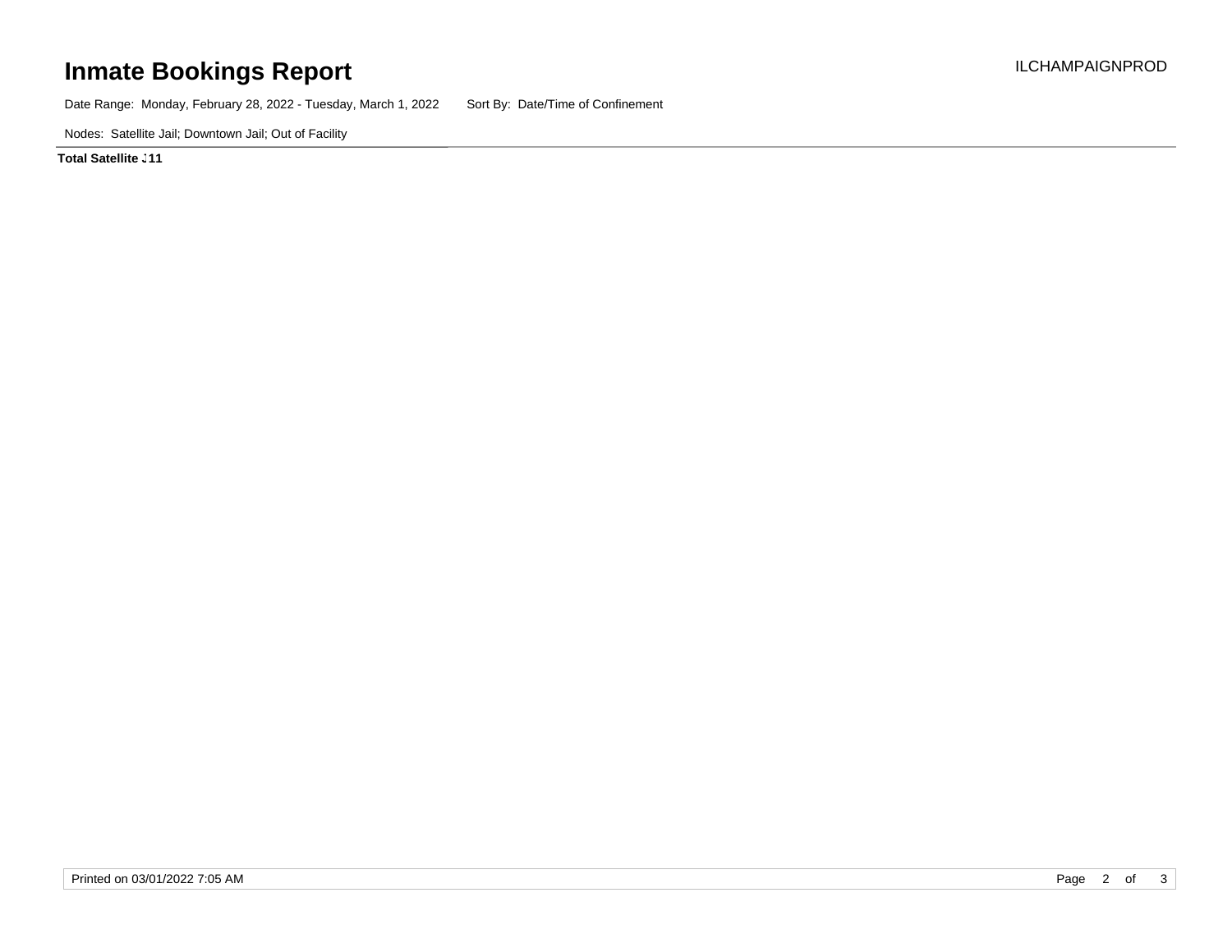# Inmate Bookings Report

ILCHAMPAIGNPROD

Date Range: Monday, February 28, 2022 - Tuesday, March 1, 2022    Sort By: Date/Time of Confinement

Nodes: Satellite Jail; Downtown Jail; Out of Facility

**Total Satellite J 11**

Printed on 03/01/2022 7:05 AM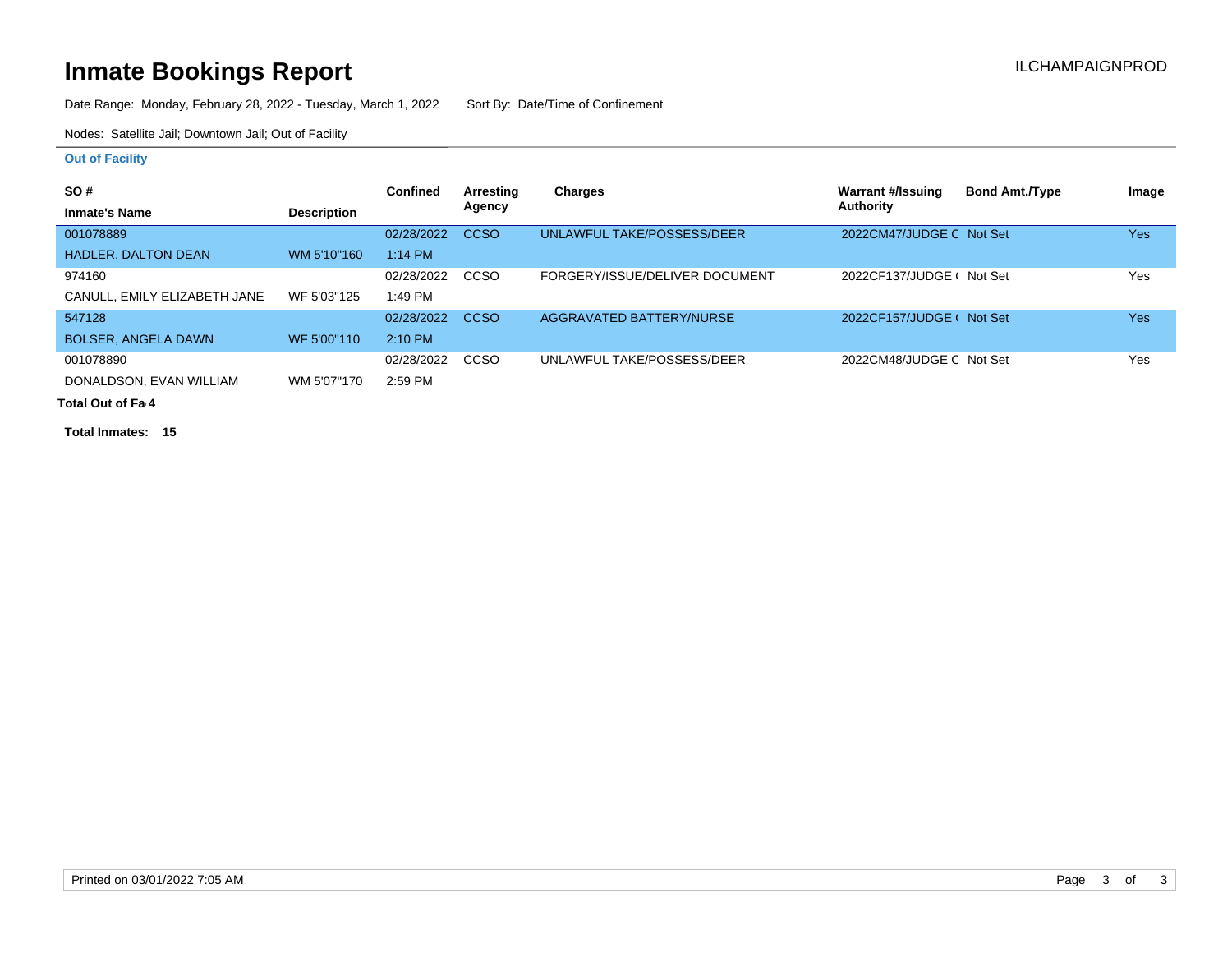# Inmate Bookings Report

ILCHAMPAIGNPROD

Date Range: Monday, February 28, 2022 - Tuesday, March 1, 2022 Sort By: Date/Time of Confinement

Nodes: Satellite Jail; Downtown Jail; Out of Facility

### Out of Facility

| SO # / Inmate's Name | Description | Confined | Arresting Agency | Charges | Warrant #/Issuing Authority | Bond Amt./Type | Image |
|---|---|---|---|---|---|---|---|
| 001078889<br>HADLER, DALTON DEAN | WM 5'10"160 | 02/28/2022<br>1:14 PM | CCSO | UNLAWFUL TAKE/POSSESS/DEER | 2022CM47/JUDGE C | Not Set | Yes |
| 974160<br>CANULL, EMILY ELIZABETH JANE | WF 5'03"125 | 02/28/2022<br>1:49 PM | CCSO | FORGERY/ISSUE/DELIVER DOCUMENT | 2022CF137/JUDGE ( | Not Set | Yes |
| 547128<br>BOLSER, ANGELA DAWN | WF 5'00"110 | 02/28/2022<br>2:10 PM | CCSO | AGGRAVATED BATTERY/NURSE | 2022CF157/JUDGE ( | Not Set | Yes |
| 001078890<br>DONALDSON, EVAN WILLIAM | WM 5'07"170 | 02/28/2022<br>2:59 PM | CCSO | UNLAWFUL TAKE/POSSESS/DEER | 2022CM48/JUDGE C | Not Set | Yes |

**Total Out of Fa 4**

**Total Inmates: 15**

Printed on 03/01/2022 7:05 AM